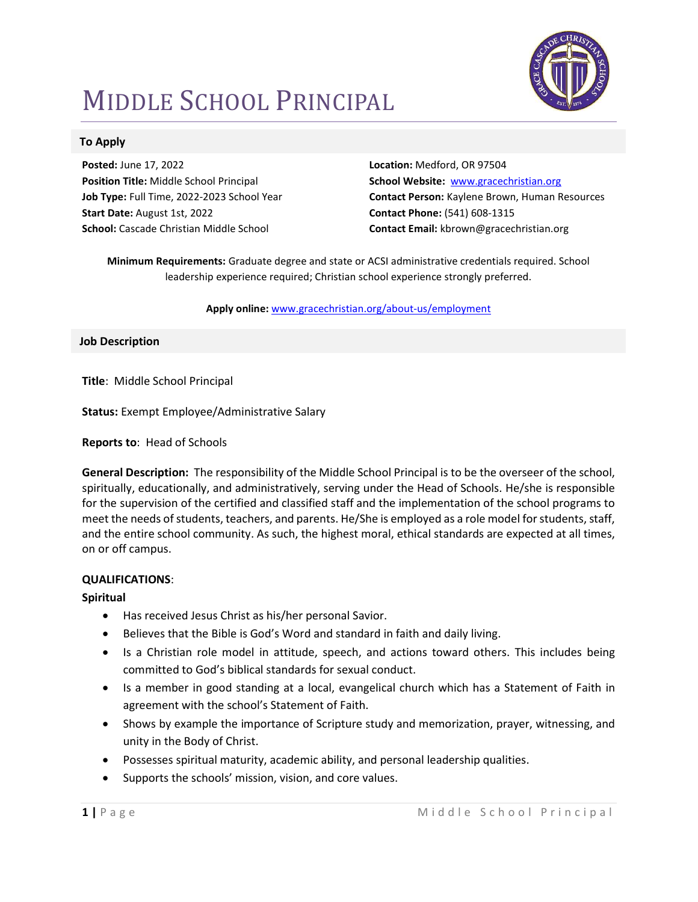# MIDDLE SCHOOL PRINCIPAL

## To Apply

**Posted:** June 17, 2022
**Position Title:** Middle School Principal
**Job Type:** Full Time, 2022-2023 School Year
**Start Date:** August 1st, 2022
**School:** Cascade Christian Middle School

**Location:** Medford, OR 97504
**School Website:** www.gracechristian.org
**Contact Person:** Kaylene Brown, Human Resources
**Contact Phone:** (541) 608-1315
**Contact Email:** kbrown@gracechristian.org

**Minimum Requirements:** Graduate degree and state or ACSI administrative credentials required. School leadership experience required; Christian school experience strongly preferred.

**Apply online:** www.gracechristian.org/about-us/employment

## Job Description

**Title**: Middle School Principal

**Status:** Exempt Employee/Administrative Salary

**Reports to**: Head of Schools

**General Description:** The responsibility of the Middle School Principal is to be the overseer of the school, spiritually, educationally, and administratively, serving under the Head of Schools. He/she is responsible for the supervision of the certified and classified staff and the implementation of the school programs to meet the needs of students, teachers, and parents. He/She is employed as a role model for students, staff, and the entire school community. As such, the highest moral, ethical standards are expected at all times, on or off campus.

**QUALIFICATIONS**:

**Spiritual**

- Has received Jesus Christ as his/her personal Savior.
- Believes that the Bible is God's Word and standard in faith and daily living.
- Is a Christian role model in attitude, speech, and actions toward others. This includes being committed to God's biblical standards for sexual conduct.
- Is a member in good standing at a local, evangelical church which has a Statement of Faith in agreement with the school's Statement of Faith.
- Shows by example the importance of Scripture study and memorization, prayer, witnessing, and unity in the Body of Christ.
- Possesses spiritual maturity, academic ability, and personal leadership qualities.
- Supports the schools' mission, vision, and core values.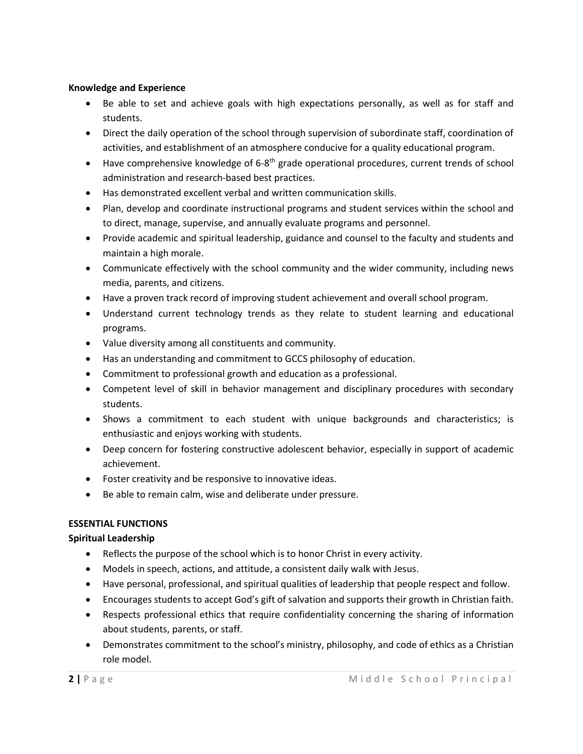**Knowledge and Experience**

- Be able to set and achieve goals with high expectations personally, as well as for staff and students.
- Direct the daily operation of the school through supervision of subordinate staff, coordination of activities, and establishment of an atmosphere conducive for a quality educational program.
- Have comprehensive knowledge of 6-8th grade operational procedures, current trends of school administration and research-based best practices.
- Has demonstrated excellent verbal and written communication skills.
- Plan, develop and coordinate instructional programs and student services within the school and to direct, manage, supervise, and annually evaluate programs and personnel.
- Provide academic and spiritual leadership, guidance and counsel to the faculty and students and maintain a high morale.
- Communicate effectively with the school community and the wider community, including news media, parents, and citizens.
- Have a proven track record of improving student achievement and overall school program.
- Understand current technology trends as they relate to student learning and educational programs.
- Value diversity among all constituents and community.
- Has an understanding and commitment to GCCS philosophy of education.
- Commitment to professional growth and education as a professional.
- Competent level of skill in behavior management and disciplinary procedures with secondary students.
- Shows a commitment to each student with unique backgrounds and characteristics; is enthusiastic and enjoys working with students.
- Deep concern for fostering constructive adolescent behavior, especially in support of academic achievement.
- Foster creativity and be responsive to innovative ideas.
- Be able to remain calm, wise and deliberate under pressure.

**ESSENTIAL FUNCTIONS**

**Spiritual Leadership**

- Reflects the purpose of the school which is to honor Christ in every activity.
- Models in speech, actions, and attitude, a consistent daily walk with Jesus.
- Have personal, professional, and spiritual qualities of leadership that people respect and follow.
- Encourages students to accept God's gift of salvation and supports their growth in Christian faith.
- Respects professional ethics that require confidentiality concerning the sharing of information about students, parents, or staff.
- Demonstrates commitment to the school's ministry, philosophy, and code of ethics as a Christian role model.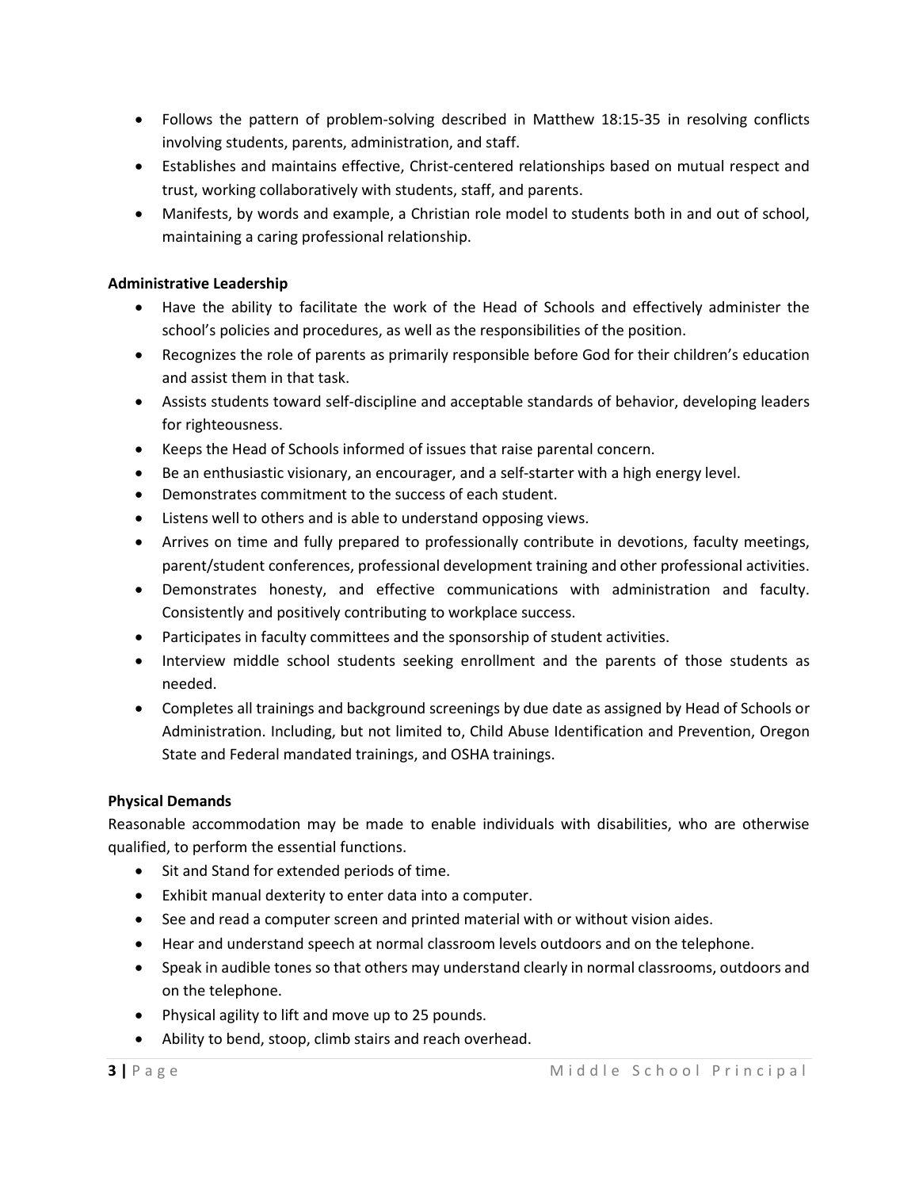- Follows the pattern of problem-solving described in Matthew 18:15-35 in resolving conflicts involving students, parents, administration, and staff.
- Establishes and maintains effective, Christ-centered relationships based on mutual respect and trust, working collaboratively with students, staff, and parents.
- Manifests, by words and example, a Christian role model to students both in and out of school, maintaining a caring professional relationship.

**Administrative Leadership**

- Have the ability to facilitate the work of the Head of Schools and effectively administer the school's policies and procedures, as well as the responsibilities of the position.
- Recognizes the role of parents as primarily responsible before God for their children's education and assist them in that task.
- Assists students toward self-discipline and acceptable standards of behavior, developing leaders for righteousness.
- Keeps the Head of Schools informed of issues that raise parental concern.
- Be an enthusiastic visionary, an encourager, and a self-starter with a high energy level.
- Demonstrates commitment to the success of each student.
- Listens well to others and is able to understand opposing views.
- Arrives on time and fully prepared to professionally contribute in devotions, faculty meetings, parent/student conferences, professional development training and other professional activities.
- Demonstrates honesty, and effective communications with administration and faculty. Consistently and positively contributing to workplace success.
- Participates in faculty committees and the sponsorship of student activities.
- Interview middle school students seeking enrollment and the parents of those students as needed.
- Completes all trainings and background screenings by due date as assigned by Head of Schools or Administration. Including, but not limited to, Child Abuse Identification and Prevention, Oregon State and Federal mandated trainings, and OSHA trainings.

**Physical Demands**

Reasonable accommodation may be made to enable individuals with disabilities, who are otherwise qualified, to perform the essential functions.

- Sit and Stand for extended periods of time.
- Exhibit manual dexterity to enter data into a computer.
- See and read a computer screen and printed material with or without vision aides.
- Hear and understand speech at normal classroom levels outdoors and on the telephone.
- Speak in audible tones so that others may understand clearly in normal classrooms, outdoors and on the telephone.
- Physical agility to lift and move up to 25 pounds.
- Ability to bend, stoop, climb stairs and reach overhead.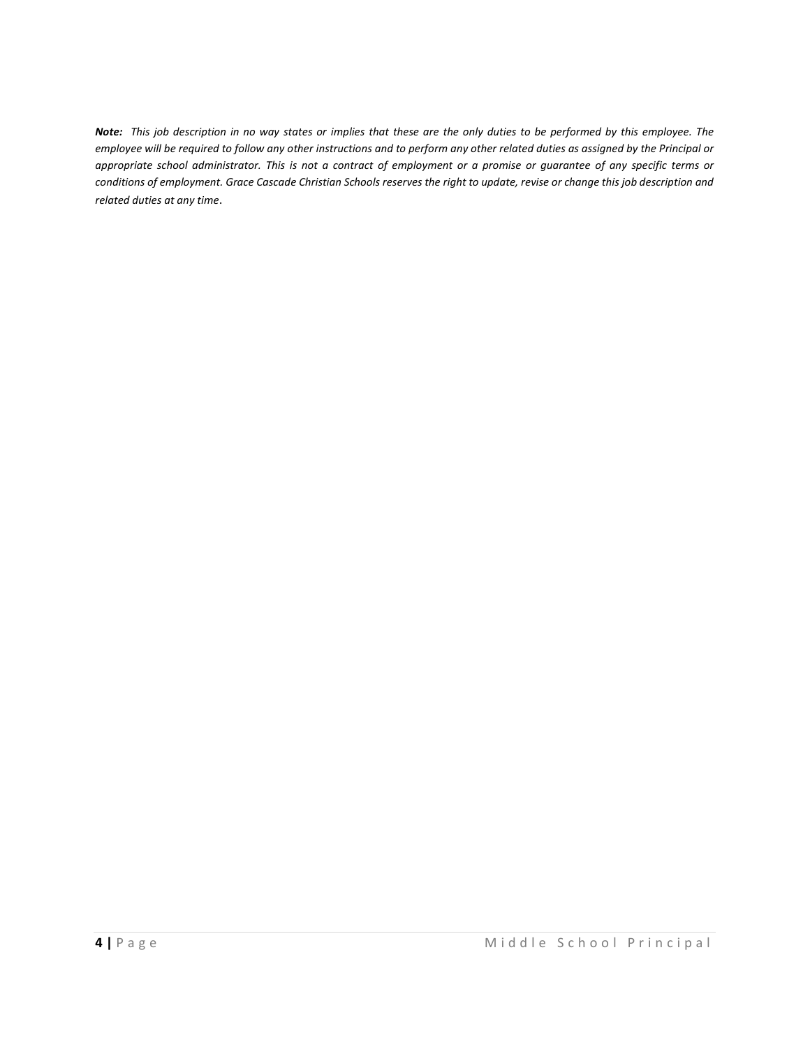***Note:*** *This job description in no way states or implies that these are the only duties to be performed by this employee. The employee will be required to follow any other instructions and to perform any other related duties as assigned by the Principal or appropriate school administrator. This is not a contract of employment or a promise or guarantee of any specific terms or conditions of employment. Grace Cascade Christian Schools reserves the right to update, revise or change this job description and related duties at any time*.